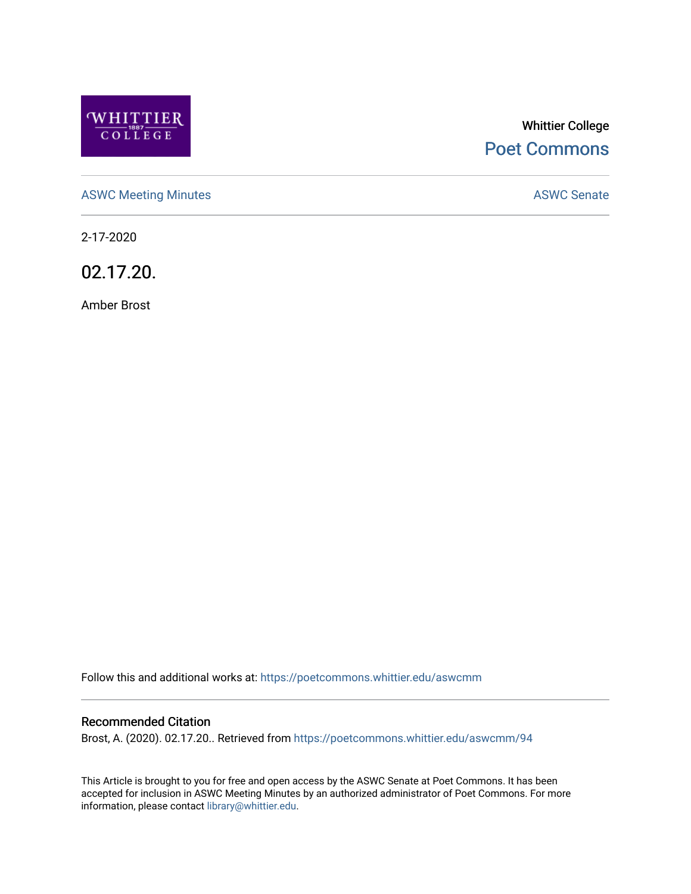Whittier College

Poet Commons

ASWC Meeting Minutes

ASWC Senate

2-17-2020

# 02.17.20.

Amber Brost

Follow this and additional works at: https://poetcommons.whittier.edu/aswcmm

## Recommended Citation

Brost, A. (2020). 02.17.20.. Retrieved from https://poetcommons.whittier.edu/aswcmm/94

This Article is brought to you for free and open access by the ASWC Senate at Poet Commons. It has been accepted for inclusion in ASWC Meeting Minutes by an authorized administrator of Poet Commons. For more information, please contact library@whittier.edu.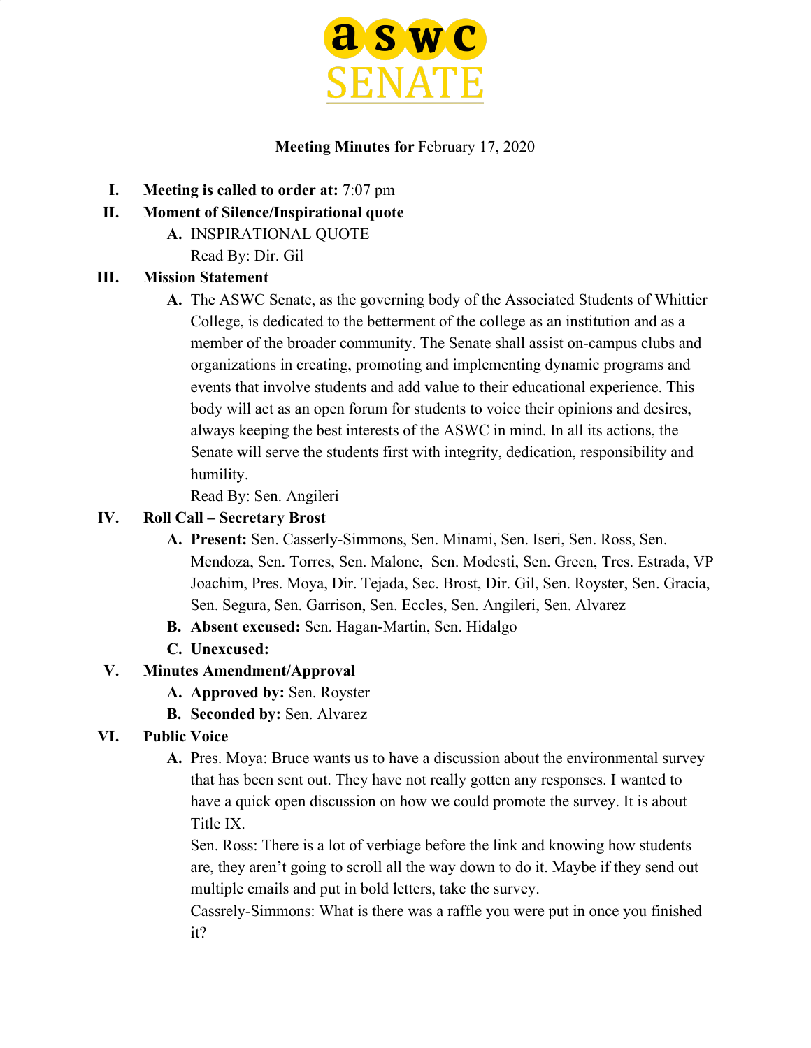# aswc SENATE

**Meeting Minutes for** February 17, 2020

I. **Meeting is called to order at:** 7:07 pm

II. **Moment of Silence/Inspirational quote**
   - A. INSPIRATIONAL QUOTE
     Read By: Dir. Gil

III. **Mission Statement**
   - A. The ASWC Senate, as the governing body of the Associated Students of Whittier College, is dedicated to the betterment of the college as an institution and as a member of the broader community. The Senate shall assist on-campus clubs and organizations in creating, promoting and implementing dynamic programs and events that involve students and add value to their educational experience. This body will act as an open forum for students to voice their opinions and desires, always keeping the best interests of the ASWC in mind. In all its actions, the Senate will serve the students first with integrity, dedication, responsibility and humility.
     Read By: Sen. Angileri

IV. **Roll Call – Secretary Brost**
   - A. **Present:** Sen. Casserly-Simmons, Sen. Minami, Sen. Iseri, Sen. Ross, Sen. Mendoza, Sen. Torres, Sen. Malone, Sen. Modesti, Sen. Green, Tres. Estrada, VP Joachim, Pres. Moya, Dir. Tejada, Sec. Brost, Dir. Gil, Sen. Royster, Sen. Gracia, Sen. Segura, Sen. Garrison, Sen. Eccles, Sen. Angileri, Sen. Alvarez
   - B. **Absent excused:** Sen. Hagan-Martin, Sen. Hidalgo
   - C. **Unexcused:**

V. **Minutes Amendment/Approval**
   - A. **Approved by:** Sen. Royster
   - B. **Seconded by:** Sen. Alvarez

VI. **Public Voice**
   - A. Pres. Moya: Bruce wants us to have a discussion about the environmental survey that has been sent out. They have not really gotten any responses. I wanted to have a quick open discussion on how we could promote the survey. It is about Title IX.
     Sen. Ross: There is a lot of verbiage before the link and knowing how students are, they aren't going to scroll all the way down to do it. Maybe if they send out multiple emails and put in bold letters, take the survey.
     Cassrely-Simmons: What is there was a raffle you were put in once you finished it?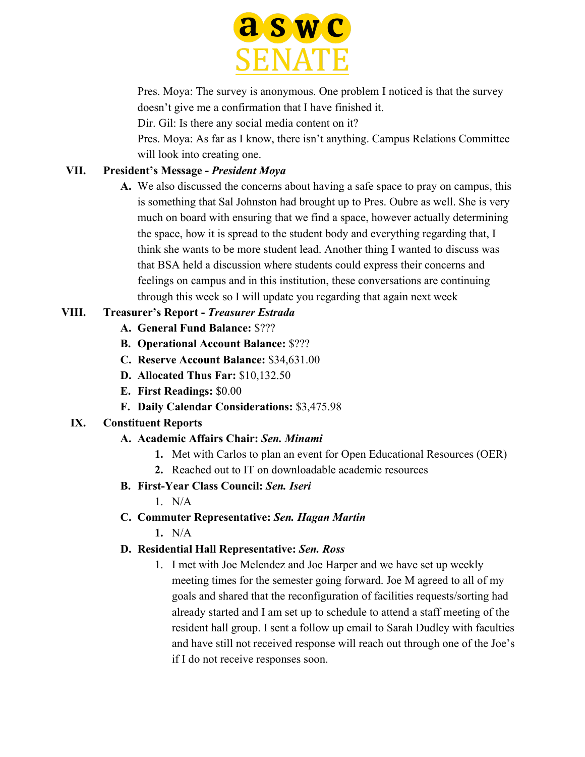Pres. Moya: The survey is anonymous. One problem I noticed is that the survey doesn't give me a confirmation that I have finished it.

Dir. Gil: Is there any social media content on it?

Pres. Moya: As far as I know, there isn't anything. Campus Relations Committee will look into creating one.

## VII. President's Message - *President Moya*

A. We also discussed the concerns about having a safe space to pray on campus, this is something that Sal Johnston had brought up to Pres. Oubre as well. She is very much on board with ensuring that we find a space, however actually determining the space, how it is spread to the student body and everything regarding that, I think she wants to be more student lead. Another thing I wanted to discuss was that BSA held a discussion where students could express their concerns and feelings on campus and in this institution, these conversations are continuing through this week so I will update you regarding that again next week

## VIII. Treasurer's Report - *Treasurer Estrada*

A. **General Fund Balance:** $???
B. **Operational Account Balance:** $???
C. **Reserve Account Balance:** $34,631.00
D. **Allocated Thus Far:** $10,132.50
E. **First Readings:** $0.00
F. **Daily Calendar Considerations:** $3,475.98

## IX. Constituent Reports

A. **Academic Affairs Chair:** ***Sen. Minami***
   1. Met with Carlos to plan an event for Open Educational Resources (OER)
   2. Reached out to IT on downloadable academic resources

B. **First-Year Class Council:** ***Sen. Iseri***
   1. N/A

C. **Commuter Representative:** ***Sen. Hagan Martin***
   1. N/A

D. **Residential Hall Representative:** ***Sen. Ross***
   1. I met with Joe Melendez and Joe Harper and we have set up weekly meeting times for the semester going forward. Joe M agreed to all of my goals and shared that the reconfiguration of facilities requests/sorting had already started and I am set up to schedule to attend a staff meeting of the resident hall group. I sent a follow up email to Sarah Dudley with faculties and have still not received response will reach out through one of the Joe's if I do not receive responses soon.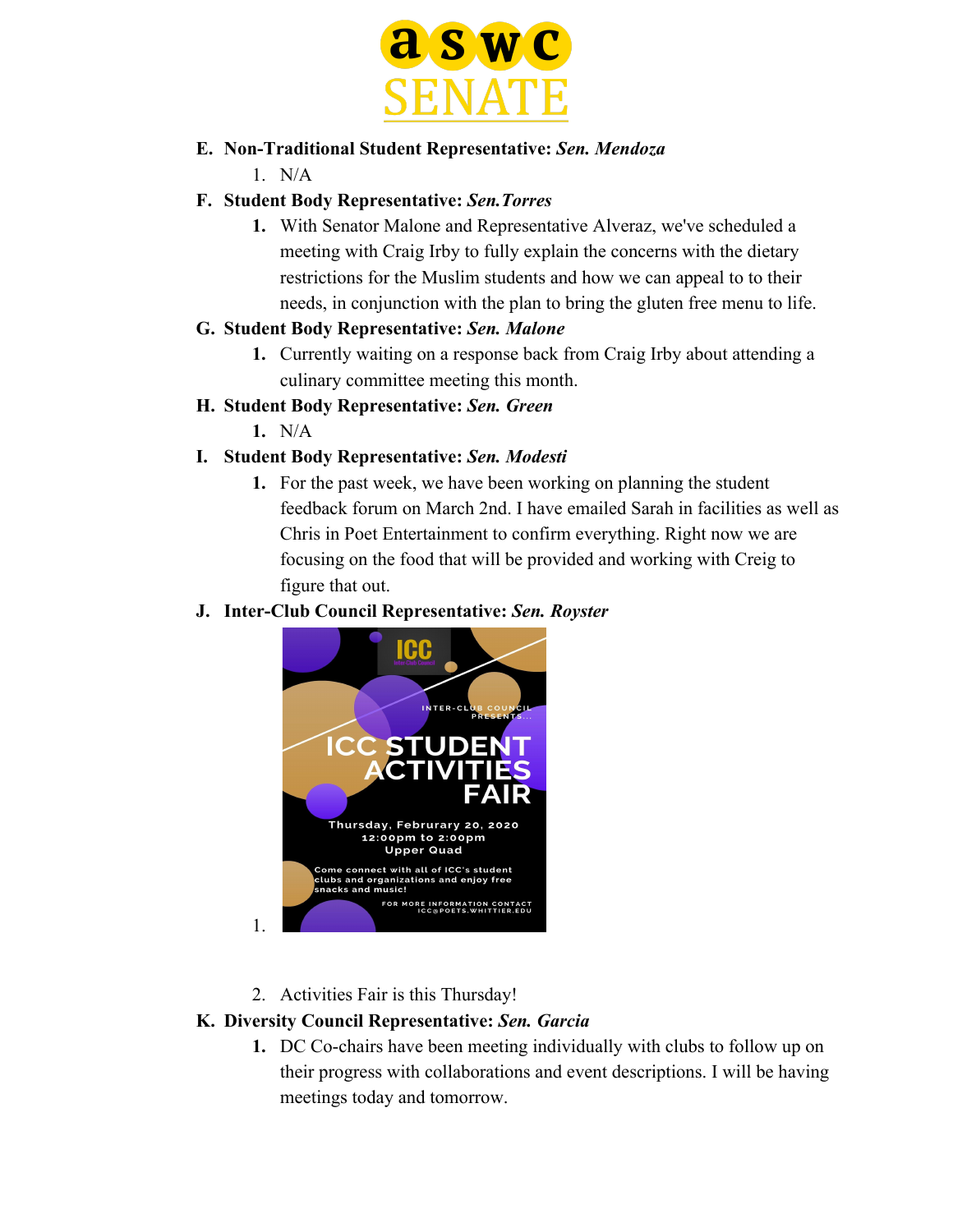E. **Non-Traditional Student Representative:** ***Sen. Mendoza***
   1. N/A
F. **Student Body Representative:** ***Sen.Torres***
   1. With Senator Malone and Representative Alveraz, we've scheduled a meeting with Craig Irby to fully explain the concerns with the dietary restrictions for the Muslim students and how we can appeal to to their needs, in conjunction with the plan to bring the gluten free menu to life.
G. **Student Body Representative:** ***Sen. Malone***
   1. Currently waiting on a response back from Craig Irby about attending a culinary committee meeting this month.
H. **Student Body Representative:** ***Sen. Green***
   1. N/A
I. **Student Body Representative:** ***Sen. Modesti***
   1. For the past week, we have been working on planning the student feedback forum on March 2nd. I have emailed Sarah in facilities as well as Chris in Poet Entertainment to confirm everything. Right now we are focusing on the food that will be provided and working with Creig to figure that out.
J. **Inter-Club Council Representative:** ***Sen. Royster***
   1. ICC — Inter-Club Council presents... ICC STUDENT ACTIVITIES FAIR. Thursday, Februrary 20, 2020, 12:00pm to 2:00pm, Upper Quad. Come connect with all of ICC's student clubs and organizations and enjoy free snacks and music! For more information contact ICC@POETS.WHITTIER.EDU
   2. Activities Fair is this Thursday!
K. **Diversity Council Representative:** ***Sen. Garcia***
   1. DC Co-chairs have been meeting individually with clubs to follow up on their progress with collaborations and event descriptions. I will be having meetings today and tomorrow.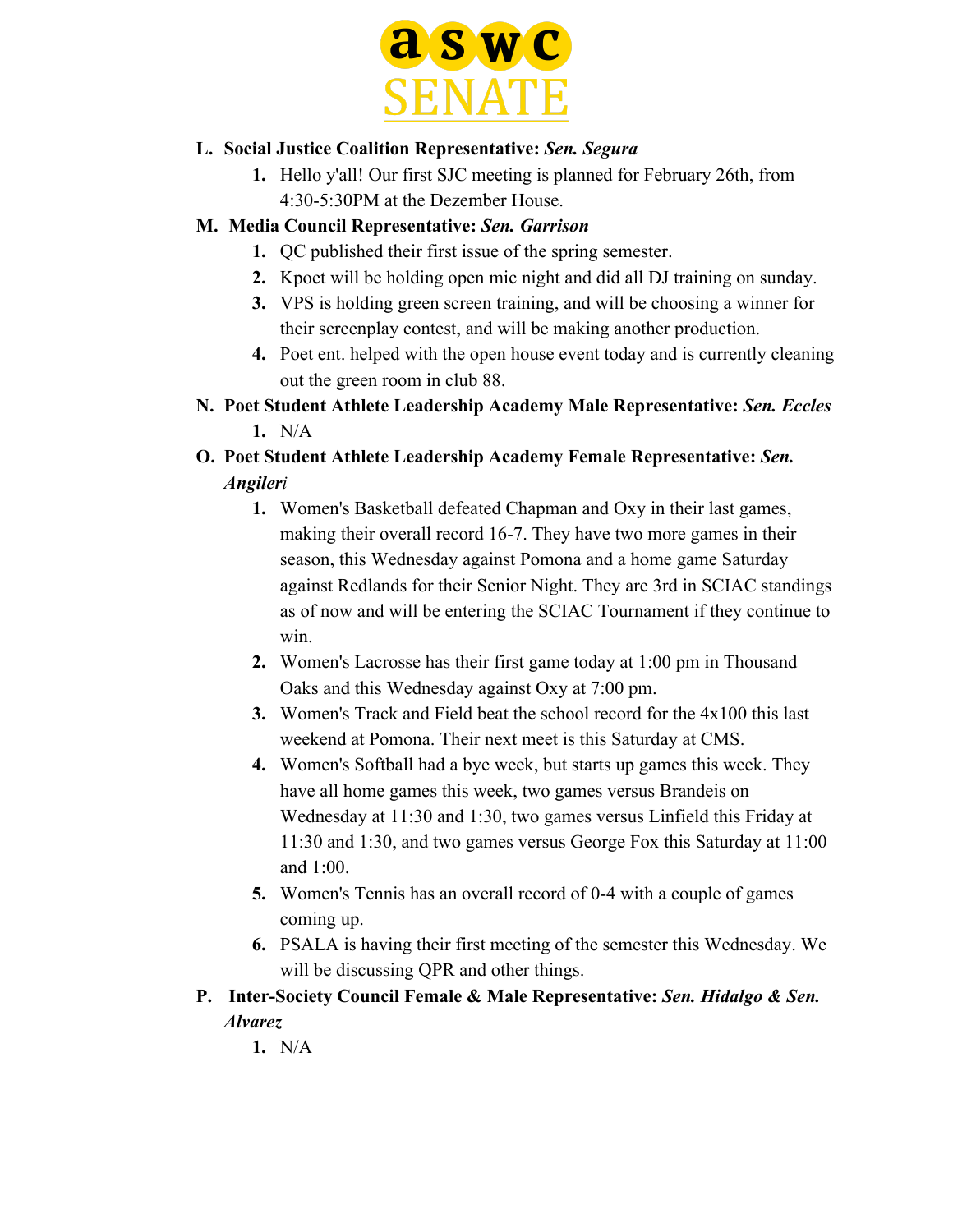**L. Social Justice Coalition Representative:** ***Sen. Segura***

1. Hello y'all! Our first SJC meeting is planned for February 26th, from 4:30-5:30PM at the Dezember House.

**M. Media Council Representative:** ***Sen. Garrison***

1. QC published their first issue of the spring semester.
2. Kpoet will be holding open mic night and did all DJ training on sunday.
3. VPS is holding green screen training, and will be choosing a winner for their screenplay contest, and will be making another production.
4. Poet ent. helped with the open house event today and is currently cleaning out the green room in club 88.

**N. Poet Student Athlete Leadership Academy Male Representative:** ***Sen. Eccles***

1. N/A

**O. Poet Student Athlete Leadership Academy Female Representative:** ***Sen. Angileri***

1. Women's Basketball defeated Chapman and Oxy in their last games, making their overall record 16-7. They have two more games in their season, this Wednesday against Pomona and a home game Saturday against Redlands for their Senior Night. They are 3rd in SCIAC standings as of now and will be entering the SCIAC Tournament if they continue to win.
2. Women's Lacrosse has their first game today at 1:00 pm in Thousand Oaks and this Wednesday against Oxy at 7:00 pm.
3. Women's Track and Field beat the school record for the 4x100 this last weekend at Pomona. Their next meet is this Saturday at CMS.
4. Women's Softball had a bye week, but starts up games this week. They have all home games this week, two games versus Brandeis on Wednesday at 11:30 and 1:30, two games versus Linfield this Friday at 11:30 and 1:30, and two games versus George Fox this Saturday at 11:00 and 1:00.
5. Women's Tennis has an overall record of 0-4 with a couple of games coming up.
6. PSALA is having their first meeting of the semester this Wednesday. We will be discussing QPR and other things.

**P. Inter-Society Council Female & Male Representative:** ***Sen. Hidalgo & Sen. Alvarez***

1. N/A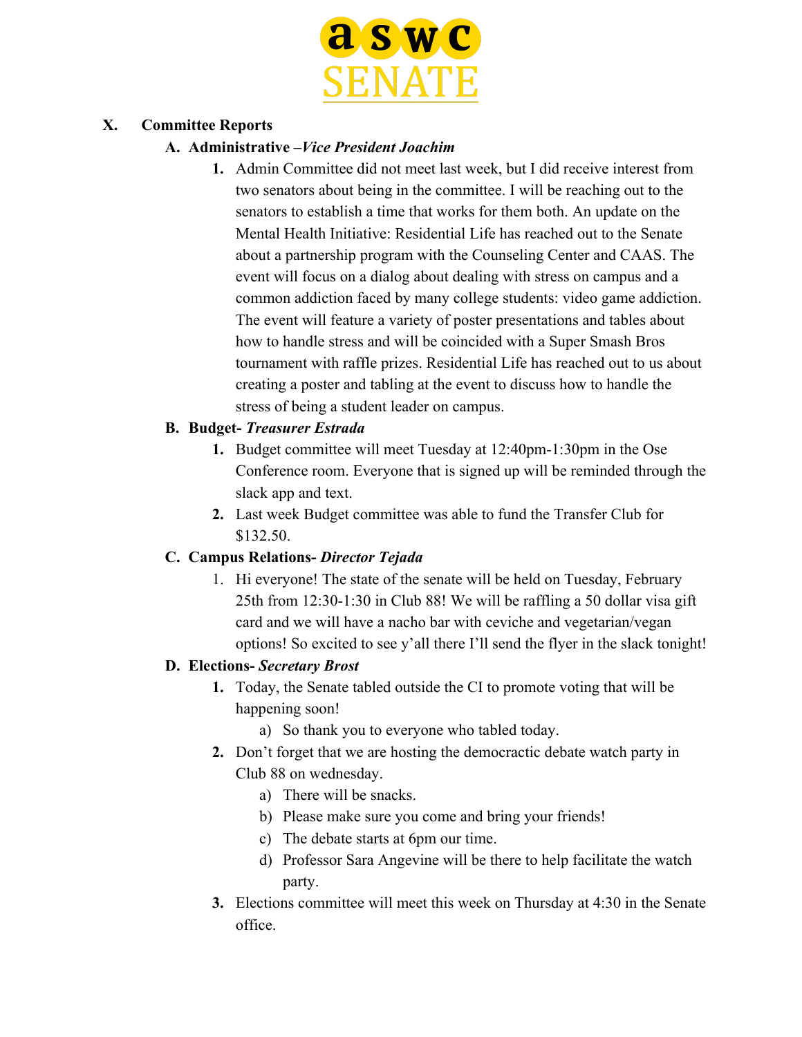## X. Committee Reports

### A. Administrative –*Vice President Joachim*

1. Admin Committee did not meet last week, but I did receive interest from two senators about being in the committee. I will be reaching out to the senators to establish a time that works for them both. An update on the Mental Health Initiative: Residential Life has reached out to the Senate about a partnership program with the Counseling Center and CAAS. The event will focus on a dialog about dealing with stress on campus and a common addiction faced by many college students: video game addiction. The event will feature a variety of poster presentations and tables about how to handle stress and will be coincided with a Super Smash Bros tournament with raffle prizes. Residential Life has reached out to us about creating a poster and tabling at the event to discuss how to handle the stress of being a student leader on campus.

### B. Budget- *Treasurer Estrada*

1. Budget committee will meet Tuesday at 12:40pm-1:30pm in the Ose Conference room. Everyone that is signed up will be reminded through the slack app and text.
2. Last week Budget committee was able to fund the Transfer Club for $132.50.

### C. Campus Relations- *Director Tejada*

1. Hi everyone! The state of the senate will be held on Tuesday, February 25th from 12:30-1:30 in Club 88! We will be raffling a 50 dollar visa gift card and we will have a nacho bar with ceviche and vegetarian/vegan options! So excited to see y'all there I'll send the flyer in the slack tonight!

### D. Elections- *Secretary Brost*

1. Today, the Senate tabled outside the CI to promote voting that will be happening soon!
   a) So thank you to everyone who tabled today.
2. Don't forget that we are hosting the democractic debate watch party in Club 88 on wednesday.
   a) There will be snacks.
   b) Please make sure you come and bring your friends!
   c) The debate starts at 6pm our time.
   d) Professor Sara Angevine will be there to help facilitate the watch party.
3. Elections committee will meet this week on Thursday at 4:30 in the Senate office.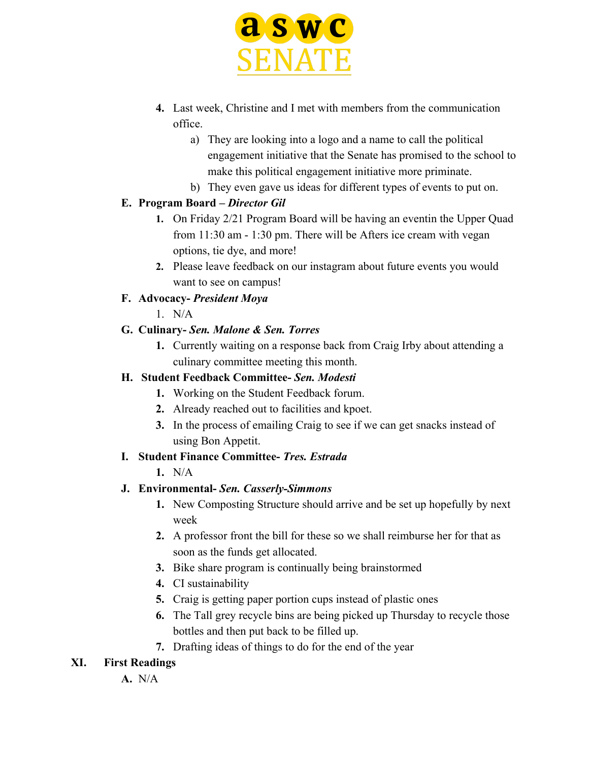4. Last week, Christine and I met with members from the communication office.
    a) They are looking into a logo and a name to call the political engagement initiative that the Senate has promised to the school to make this political engagement initiative more priminate.
    b) They even gave us ideas for different types of events to put on.

**E. Program Board – *Director Gil***

1. On Friday 2/21 Program Board will be having an eventin the Upper Quad from 11:30 am - 1:30 pm. There will be Afters ice cream with vegan options, tie dye, and more!
2. Please leave feedback on our instagram about future events you would want to see on campus!

**F. Advocacy- *President Moya***

1. N/A

**G. Culinary- *Sen. Malone & Sen. Torres***

1. Currently waiting on a response back from Craig Irby about attending a culinary committee meeting this month.

**H. Student Feedback Committee- *Sen. Modesti***

1. Working on the Student Feedback forum.
2. Already reached out to facilities and kpoet.
3. In the process of emailing Craig to see if we can get snacks instead of using Bon Appetit.

**I. Student Finance Committee- *Tres. Estrada***

1. N/A

**J. Environmental- *Sen. Casserly-Simmons***

1. New Composting Structure should arrive and be set up hopefully by next week
2. A professor front the bill for these so we shall reimburse her for that as soon as the funds get allocated.
3. Bike share program is continually being brainstormed
4. CI sustainability
5. Craig is getting paper portion cups instead of plastic ones
6. The Tall grey recycle bins are being picked up Thursday to recycle those bottles and then put back to be filled up.
7. Drafting ideas of things to do for the end of the year

**XI. First Readings**

**A.** N/A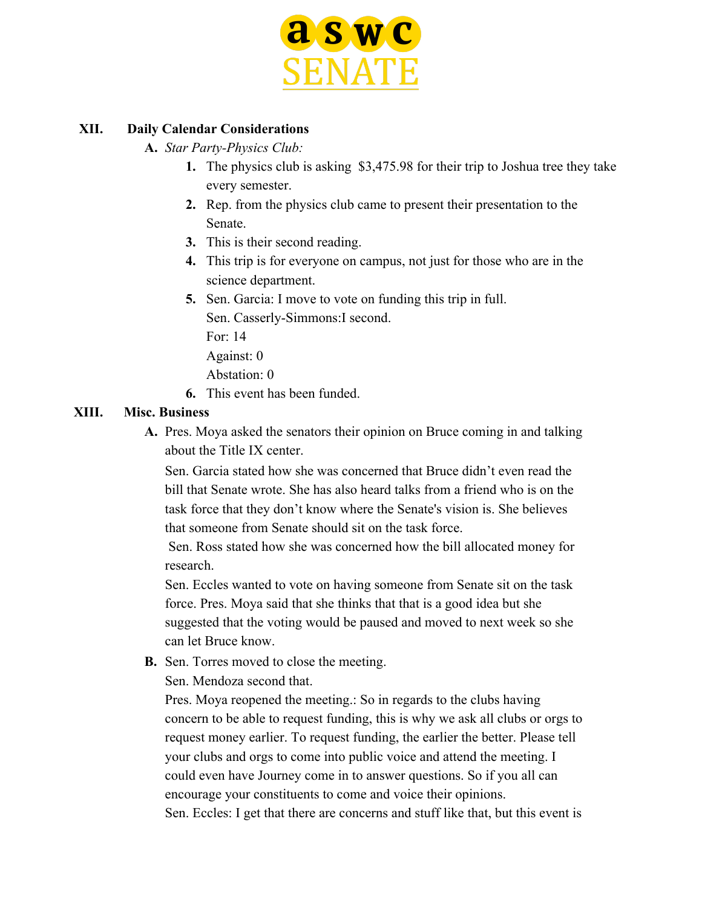## XII. Daily Calendar Considerations

**A.** *Star Party-Physics Club:*

1. The physics club is asking  $3,475.98 for their trip to Joshua tree they take every semester.
2. Rep. from the physics club came to present their presentation to the Senate.
3. This is their second reading.
4. This trip is for everyone on campus, not just for those who are in the science department.
5. Sen. Garcia: I move to vote on funding this trip in full.
   Sen. Casserly-Simmons:I second.
   For: 14
   Against: 0
   Abstation: 0
6. This event has been funded.

## XIII. Misc. Business

**A.** Pres. Moya asked the senators their opinion on Bruce coming in and talking about the Title IX center.

Sen. Garcia stated how she was concerned that Bruce didn't even read the bill that Senate wrote. She has also heard talks from a friend who is on the task force that they don't know where the Senate's vision is. She believes that someone from Senate should sit on the task force.

Sen. Ross stated how she was concerned how the bill allocated money for research.

Sen. Eccles wanted to vote on having someone from Senate sit on the task force. Pres. Moya said that she thinks that that is a good idea but she suggested that the voting would be paused and moved to next week so she can let Bruce know.

**B.** Sen. Torres moved to close the meeting.

Sen. Mendoza second that.

Pres. Moya reopened the meeting.: So in regards to the clubs having concern to be able to request funding, this is why we ask all clubs or orgs to request money earlier. To request funding, the earlier the better. Please tell your clubs and orgs to come into public voice and attend the meeting. I could even have Journey come in to answer questions. So if you all can encourage your constituents to come and voice their opinions.

Sen. Eccles: I get that there are concerns and stuff like that, but this event is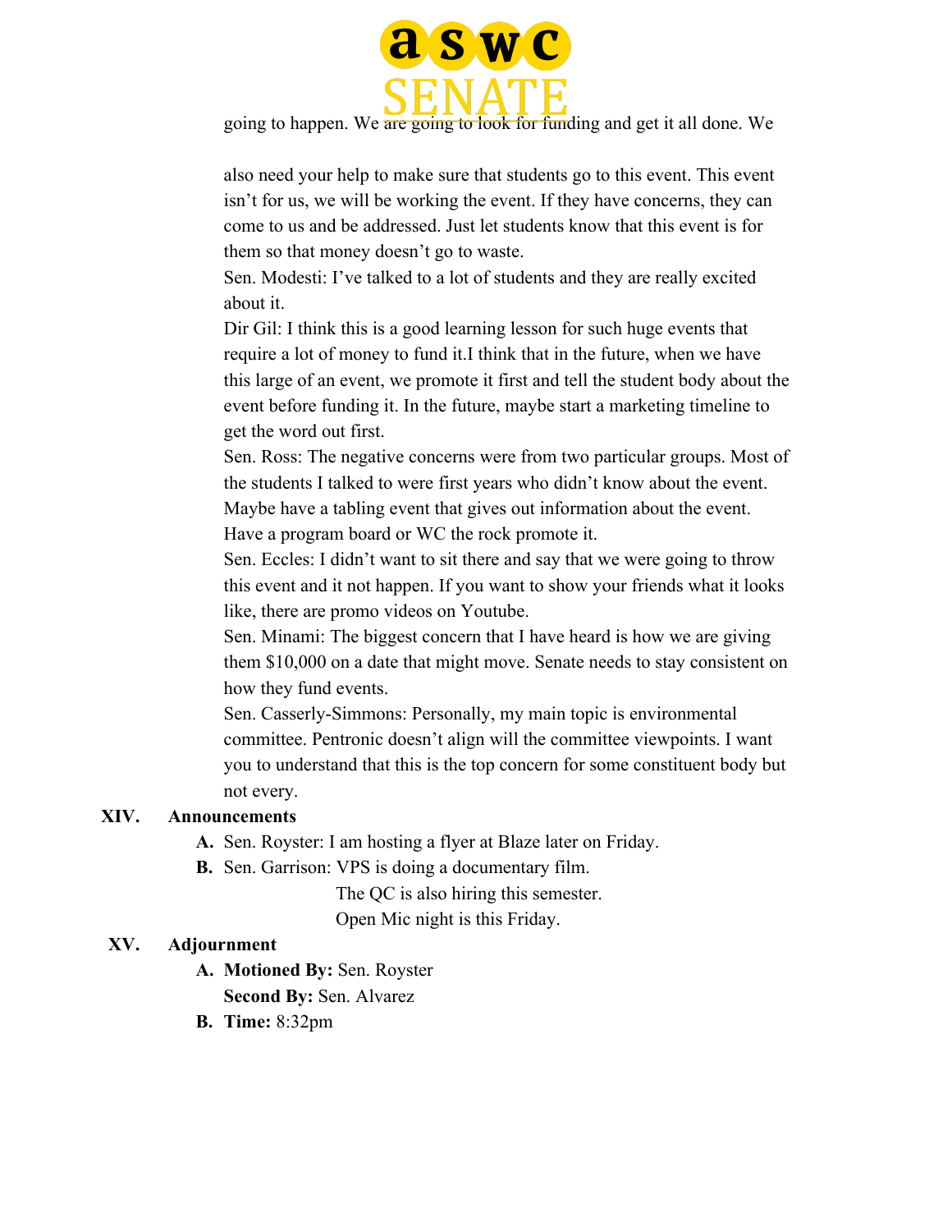going to happen. We are going to look for funding and get it all done. We

also need your help to make sure that students go to this event. This event isn't for us, we will be working the event. If they have concerns, they can come to us and be addressed. Just let students know that this event is for them so that money doesn't go to waste.

Sen. Modesti: I've talked to a lot of students and they are really excited about it.

Dir Gil: I think this is a good learning lesson for such huge events that require a lot of money to fund it.I think that in the future, when we have this large of an event, we promote it first and tell the student body about the event before funding it. In the future, maybe start a marketing timeline to get the word out first.

Sen. Ross: The negative concerns were from two particular groups. Most of the students I talked to were first years who didn't know about the event. Maybe have a tabling event that gives out information about the event. Have a program board or WC the rock promote it.

Sen. Eccles: I didn't want to sit there and say that we were going to throw this event and it not happen. If you want to show your friends what it looks like, there are promo videos on Youtube.

Sen. Minami: The biggest concern that I have heard is how we are giving them $10,000 on a date that might move. Senate needs to stay consistent on how they fund events.

Sen. Casserly-Simmons: Personally, my main topic is environmental committee. Pentronic doesn't align will the committee viewpoints. I want you to understand that this is the top concern for some constituent body but not every.

**XIV. Announcements**

A. Sen. Royster: I am hosting a flyer at Blaze later on Friday.

B. Sen. Garrison: VPS is doing a documentary film.
   The QC is also hiring this semester.
   Open Mic night is this Friday.

**XV. Adjournment**

A. **Motioned By:** Sen. Royster
   **Second By:** Sen. Alvarez

B. **Time:** 8:32pm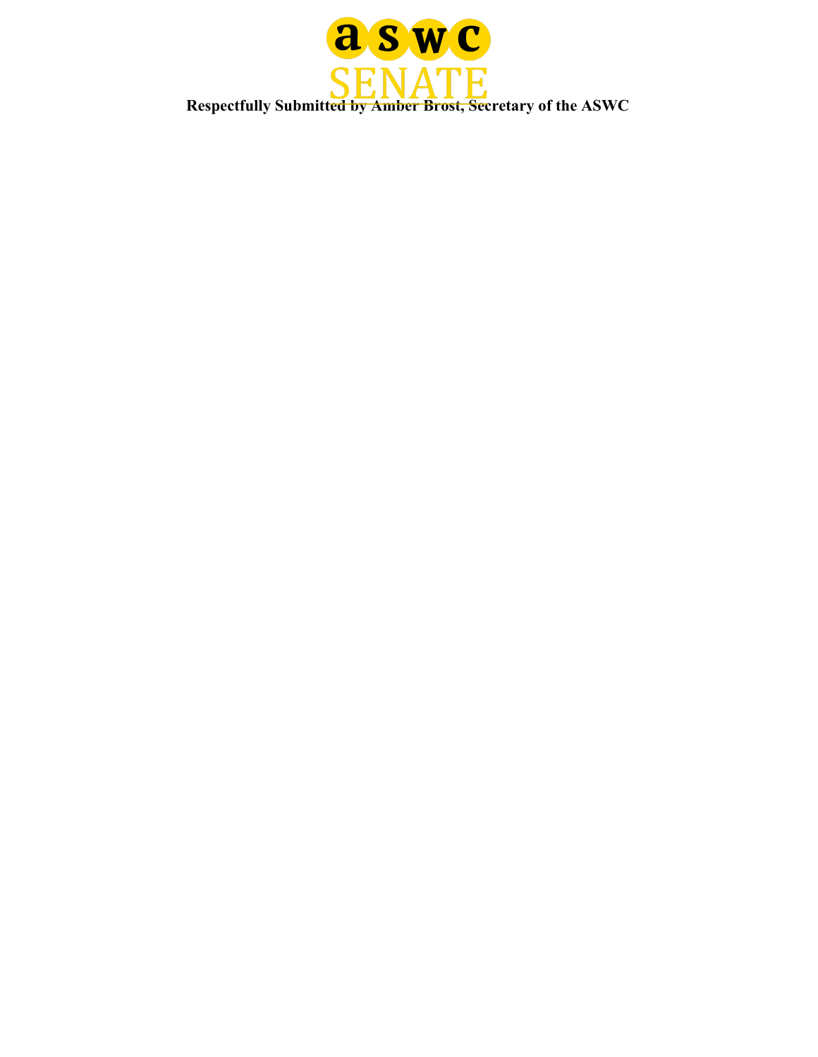**Respectfully Submitted by Amber Brost, Secretary of the ASWC**